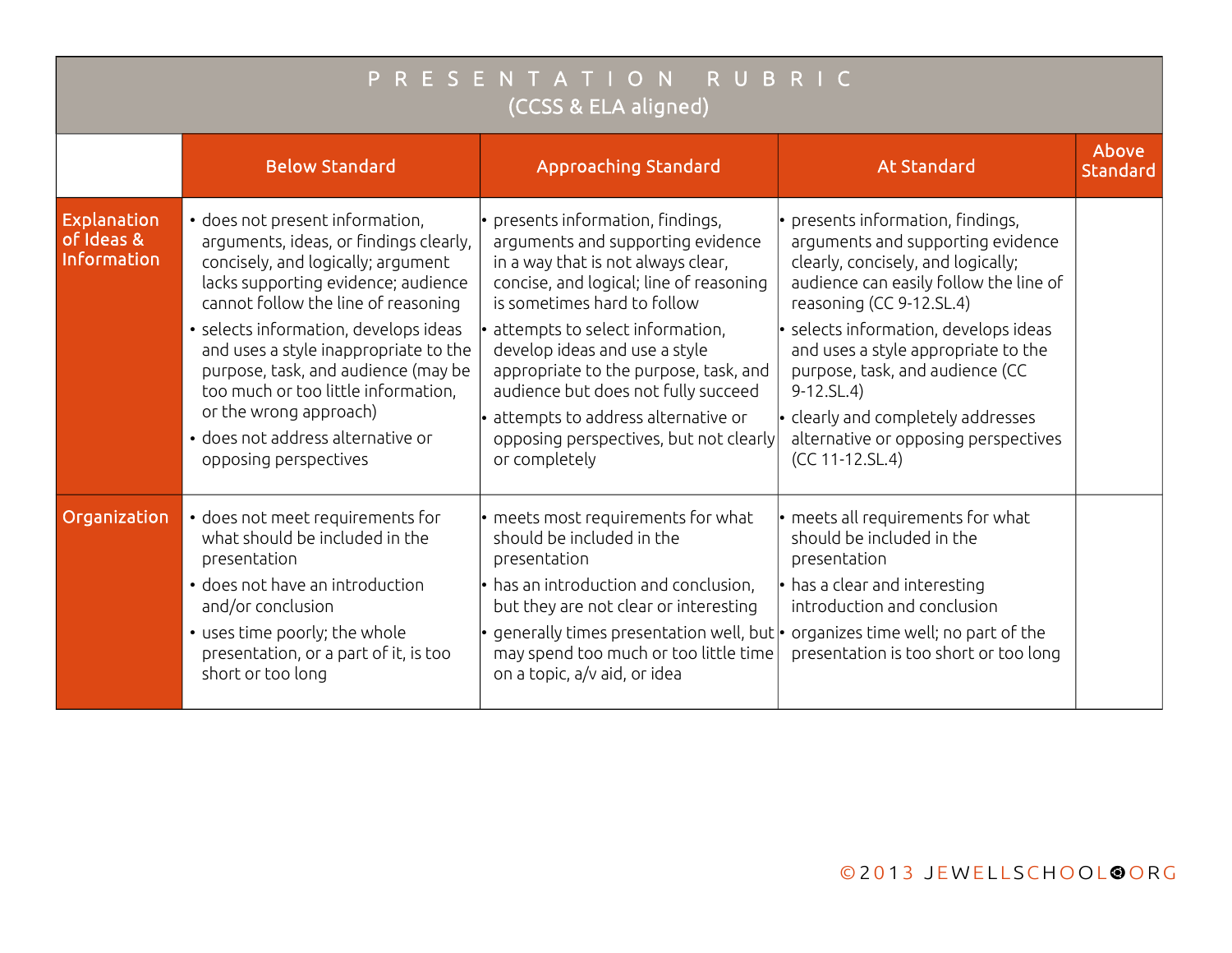# PRESENTATION RUBRIC
(CCSS & ELA aligned)

| | Below Standard | Approaching Standard | At Standard | Above Standard |
|---|---|---|---|---|
| **Explanation of Ideas & Information** | • does not present information, arguments, ideas, or findings clearly, concisely, and logically; argument lacks supporting evidence; audience cannot follow the line of reasoning<br>• selects information, develops ideas and uses a style inappropriate to the purpose, task, and audience (may be too much or too little information, or the wrong approach)<br>• does not address alternative or opposing perspectives | • presents information, findings, arguments and supporting evidence in a way that is not always clear, concise, and logical; line of reasoning is sometimes hard to follow<br>• attempts to select information, develop ideas and use a style appropriate to the purpose, task, and audience but does not fully succeed<br>• attempts to address alternative or opposing perspectives, but not clearly or completely | • presents information, findings, arguments and supporting evidence clearly, concisely, and logically; audience can easily follow the line of reasoning (CC 9-12.SL.4)<br>• selects information, develops ideas and uses a style appropriate to the purpose, task, and audience (CC 9-12.SL.4)<br>• clearly and completely addresses alternative or opposing perspectives (CC 11-12.SL.4) | |
| **Organization** | • does not meet requirements for what should be included in the presentation<br>• does not have an introduction and/or conclusion<br>• uses time poorly; the whole presentation, or a part of it, is too short or too long | • meets most requirements for what should be included in the presentation<br>• has an introduction and conclusion, but they are not clear or interesting<br>• generally times presentation well, but may spend too much or too little time on a topic, a/v aid, or idea | • meets all requirements for what should be included in the presentation<br>• has a clear and interesting introduction and conclusion<br>• organizes time well; no part of the presentation is too short or too long | |

©2013 JEWELLSCHOOL.ORG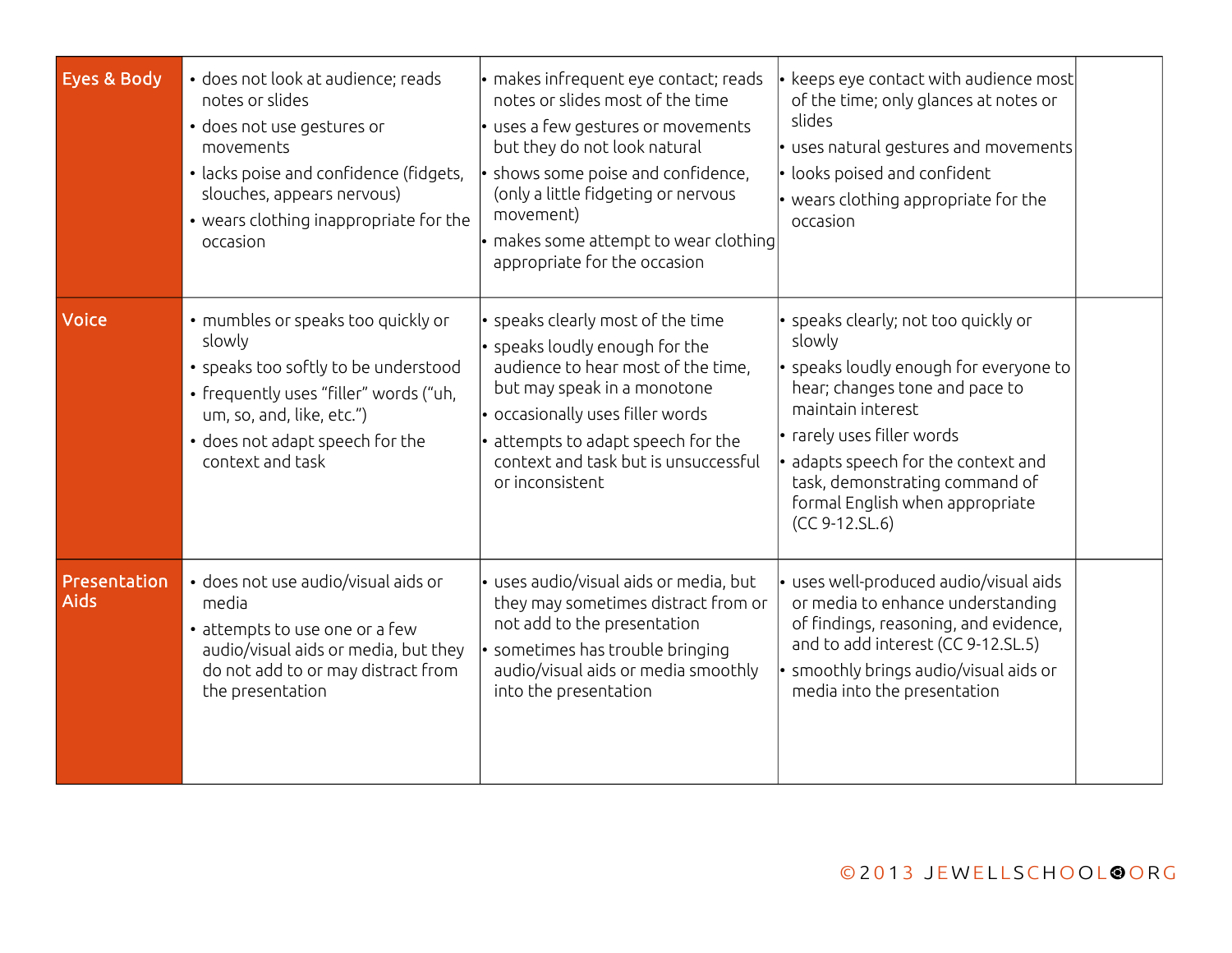| | | | | |
|---|---|---|---|---|
| **Eyes & Body** | • does not look at audience; reads notes or slides<br>• does not use gestures or movements<br>• lacks poise and confidence (fidgets, slouches, appears nervous)<br>• wears clothing inappropriate for the occasion | • makes infrequent eye contact; reads notes or slides most of the time<br>• uses a few gestures or movements but they do not look natural<br>• shows some poise and confidence, (only a little fidgeting or nervous movement)<br>• makes some attempt to wear clothing appropriate for the occasion | • keeps eye contact with audience most of the time; only glances at notes or slides<br>• uses natural gestures and movements<br>• looks poised and confident<br>• wears clothing appropriate for the occasion | |
| **Voice** | • mumbles or speaks too quickly or slowly<br>• speaks too softly to be understood<br>• frequently uses "filler" words ("uh, um, so, and, like, etc.")<br>• does not adapt speech for the context and task | • speaks clearly most of the time<br>• speaks loudly enough for the audience to hear most of the time, but may speak in a monotone<br>• occasionally uses filler words<br>• attempts to adapt speech for the context and task but is unsuccessful or inconsistent | • speaks clearly; not too quickly or slowly<br>• speaks loudly enough for everyone to hear; changes tone and pace to maintain interest<br>• rarely uses filler words<br>• adapts speech for the context and task, demonstrating command of formal English when appropriate (CC 9-12.SL.6) | |
| **Presentation Aids** | • does not use audio/visual aids or media<br>• attempts to use one or a few audio/visual aids or media, but they do not add to or may distract from the presentation | • uses audio/visual aids or media, but they may sometimes distract from or not add to the presentation<br>• sometimes has trouble bringing audio/visual aids or media smoothly into the presentation | • uses well-produced audio/visual aids or media to enhance understanding of findings, reasoning, and evidence, and to add interest (CC 9-12.SL.5)<br>• smoothly brings audio/visual aids or media into the presentation | |

©2013 JEWELLSCHOOL.ORG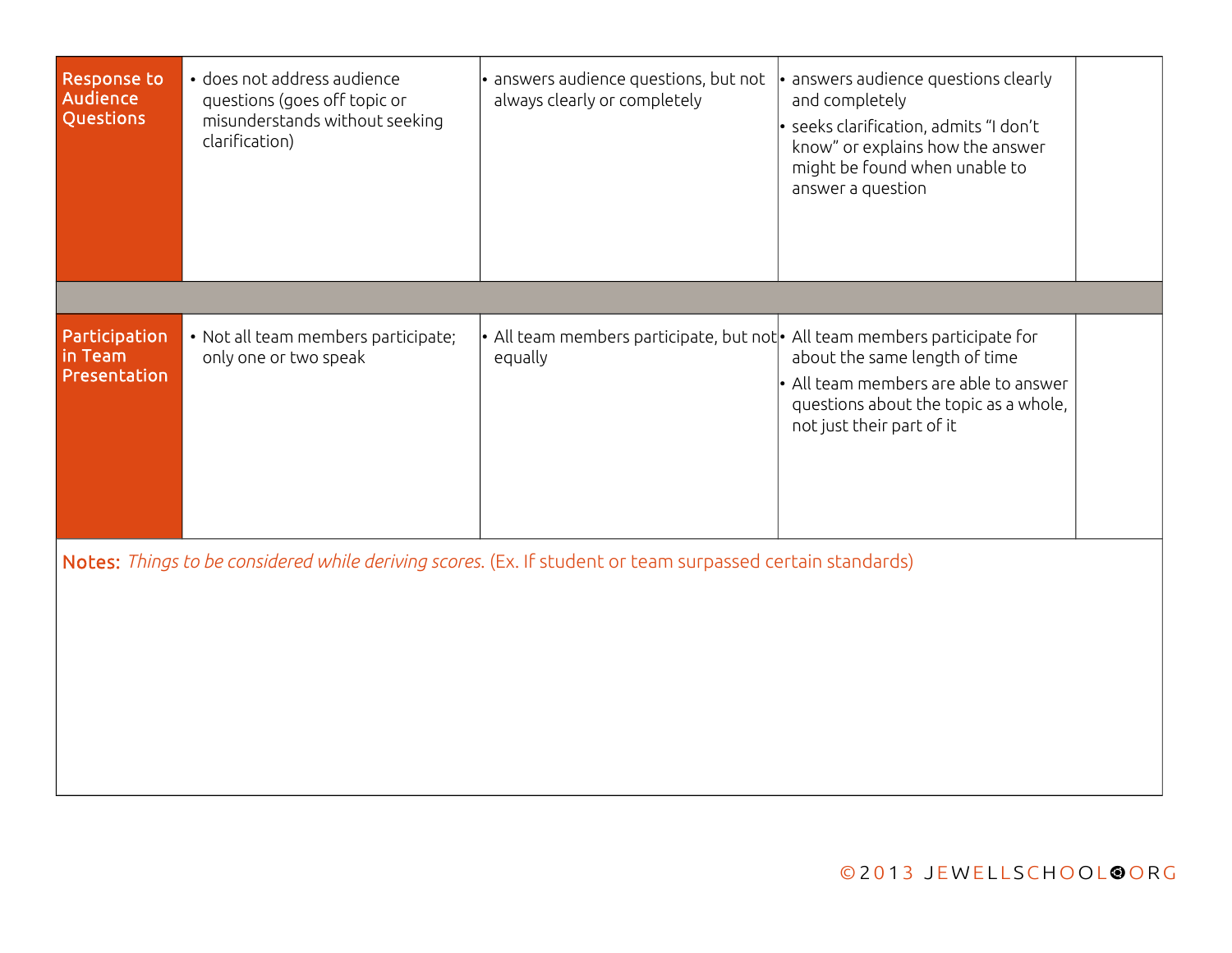| | | | | |
|---|---|---|---|---|
| **Response to Audience Questions** | • does not address audience questions (goes off topic or misunderstands without seeking clarification) | • answers audience questions, but not always clearly or completely | • answers audience questions clearly and completely<br>• seeks clarification, admits "I don't know" or explains how the answer might be found when unable to answer a question | |
| | | | | |
| **Participation in Team Presentation** | • Not all team members participate; only one or two speak | • All team members participate, but not equally | • All team members participate for about the same length of time<br>• All team members are able to answer questions about the topic as a whole, not just their part of it | |

**Notes:** *Things to be considered while deriving scores.* (Ex. If student or team surpassed certain standards)

©2013 JEWELLSCHOOL.ORG